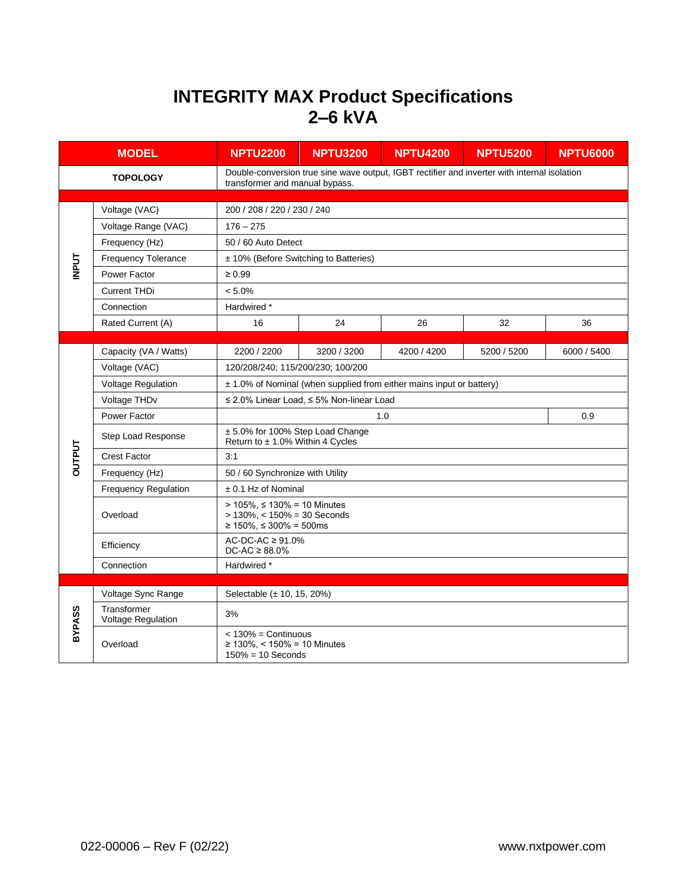# INTEGRITY MAX Product Specifications
## 2–6 kVA

| MODEL | | NPTU2200 | NPTU3200 | NPTU4200 | NPTU5200 | NPTU6000 |
|---|---|---|---|---|---|---|
| TOPOLOGY | | Double-conversion true sine wave output, IGBT rectifier and inverter with internal isolation transformer and manual bypass. | | | | |
| INPUT | Voltage (VAC) | 200 / 208 / 220 / 230 / 240 | | | | |
| | Voltage Range (VAC) | 176 – 275 | | | | |
| | Frequency (Hz) | 50 / 60 Auto Detect | | | | |
| | Frequency Tolerance | ± 10% (Before Switching to Batteries) | | | | |
| | Power Factor | ≥ 0.99 | | | | |
| | Current THDi | < 5.0% | | | | |
| | Connection | Hardwired * | | | | |
| | Rated Current (A) | 16 | 24 | 26 | 32 | 36 |
| OUTPUT | Capacity (VA / Watts) | 2200 / 2200 | 3200 / 3200 | 4200 / 4200 | 5200 / 5200 | 6000 / 5400 |
| | Voltage (VAC) | 120/208/240; 115/200/230; 100/200 | | | | |
| | Voltage Regulation | ± 1.0% of Nominal (when supplied from either mains input or battery) | | | | |
| | Voltage THDv | ≤ 2.0% Linear Load, ≤ 5% Non-linear Load | | | | |
| | Power Factor | 1.0 | | | | 0.9 |
| | Step Load Response | ± 5.0% for 100% Step Load Change<br>Return to ± 1.0% Within 4 Cycles | | | | |
| | Crest Factor | 3:1 | | | | |
| | Frequency (Hz) | 50 / 60 Synchronize with Utility | | | | |
| | Frequency Regulation | ± 0.1 Hz of Nominal | | | | |
| | Overload | > 105%, ≤ 130% = 10 Minutes<br>> 130%, < 150% = 30 Seconds<br>≥ 150%, ≤ 300% = 500ms | | | | |
| | Efficiency | AC-DC-AC ≥ 91.0%<br>DC-AC ≥ 88.0% | | | | |
| | Connection | Hardwired * | | | | |
| BYPASS | Voltage Sync Range | Selectable (± 10, 15, 20%) | | | | |
| | Transformer Voltage Regulation | 3% | | | | |
| | Overload | < 130% = Continuous<br>≥ 130%, < 150% = 10 Minutes<br>150% = 10 Seconds | | | | |

022-00006 – Rev F (02/22)    www.nxtpower.com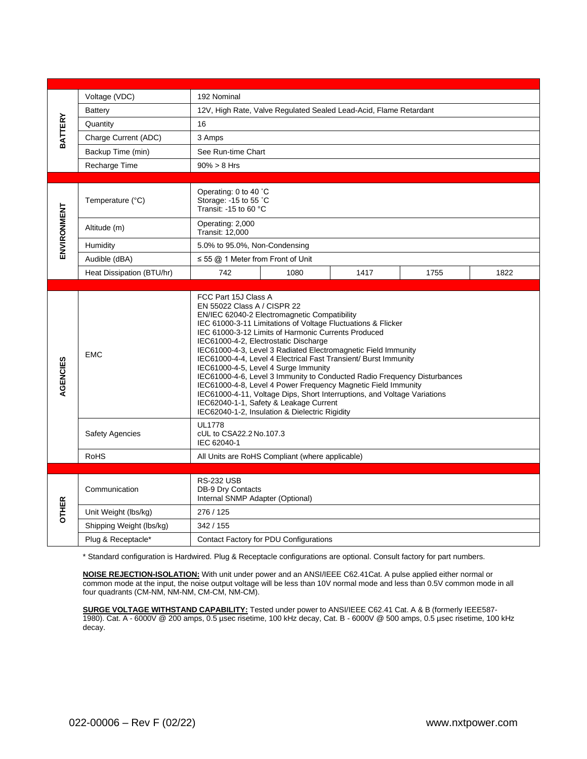| | | | | | | |
|---|---|---|---|---|---|---|
| **BATTERY** | Voltage (VDC) | 192 Nominal | | | | |
| | Battery | 12V, High Rate, Valve Regulated Sealed Lead-Acid, Flame Retardant | | | | |
| | Quantity | 16 | | | | |
| | Charge Current (ADC) | 3 Amps | | | | |
| | Backup Time (min) | See Run-time Chart | | | | |
| | Recharge Time | 90% > 8 Hrs | | | | |
| **ENVIRONMENT** | Temperature (°C) | Operating: 0 to 40 ˚C<br>Storage: -15 to 55 ˚C<br>Transit: -15 to 60 °C | | | | |
| | Altitude (m) | Operating: 2,000<br>Transit: 12,000 | | | | |
| | Humidity | 5.0% to 95.0%, Non-Condensing | | | | |
| | Audible (dBA) | ≤ 55 @ 1 Meter from Front of Unit | | | | |
| | Heat Dissipation (BTU/hr) | 742 | 1080 | 1417 | 1755 | 1822 |
| **AGENCIES** | EMC | FCC Part 15J Class A<br>EN 55022 Class A / CISPR 22<br>EN/IEC 62040-2 Electromagnetic Compatibility<br>IEC 61000-3-11 Limitations of Voltage Fluctuations & Flicker<br>IEC 61000-3-12 Limits of Harmonic Currents Produced<br>IEC61000-4-2, Electrostatic Discharge<br>IEC61000-4-3, Level 3 Radiated Electromagnetic Field Immunity<br>IEC61000-4-4, Level 4 Electrical Fast Transient/ Burst Immunity<br>IEC61000-4-5, Level 4 Surge Immunity<br>IEC61000-4-6, Level 3 Immunity to Conducted Radio Frequency Disturbances<br>IEC61000-4-8, Level 4 Power Frequency Magnetic Field Immunity<br>IEC61000-4-11, Voltage Dips, Short Interruptions, and Voltage Variations<br>IEC62040-1-1, Safety & Leakage Current<br>IEC62040-1-2, Insulation & Dielectric Rigidity | | | | |
| | Safety Agencies | UL1778<br>cUL to CSA22.2 No.107.3<br>IEC 62040-1 | | | | |
| | RoHS | All Units are RoHS Compliant (where applicable) | | | | |
| **OTHER** | Communication | RS-232 USB<br>DB-9 Dry Contacts<br>Internal SNMP Adapter (Optional) | | | | |
| | Unit Weight (lbs/kg) | 276 / 125 | | | | |
| | Shipping Weight (lbs/kg) | 342 / 155 | | | | |
| | Plug & Receptacle* | Contact Factory for PDU Configurations | | | | |

* Standard configuration is Hardwired. Plug & Receptacle configurations are optional. Consult factory for part numbers.

**NOISE REJECTION-ISOLATION:** With unit under power and an ANSI/IEEE C62.41Cat. A pulse applied either normal or common mode at the input, the noise output voltage will be less than 10V normal mode and less than 0.5V common mode in all four quadrants (CM-NM, NM-NM, CM-CM, NM-CM).

**SURGE VOLTAGE WITHSTAND CAPABILITY:** Tested under power to ANSI/IEEE C62.41 Cat. A & B (formerly IEEE587-1980). Cat. A - 6000V @ 200 amps, 0.5 µsec risetime, 100 kHz decay, Cat. B - 6000V @ 500 amps, 0.5 µsec risetime, 100 kHz decay.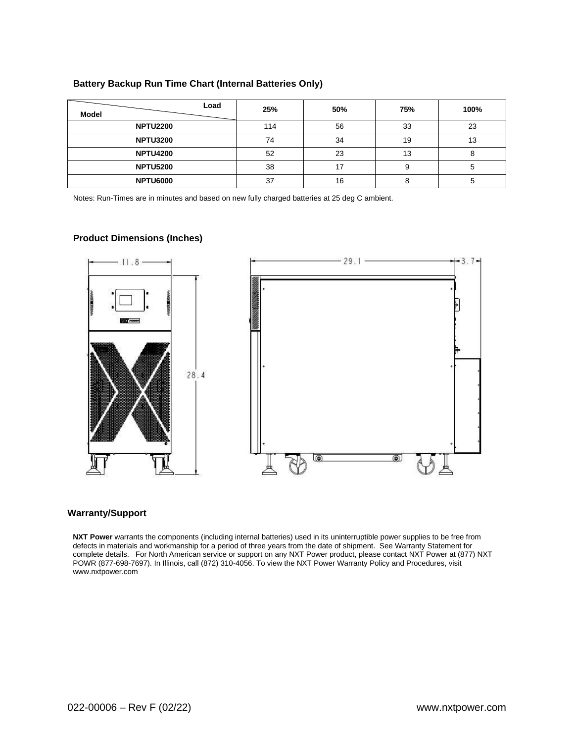### Battery Backup Run Time Chart (Internal Batteries Only)

| Model \ Load | 25% | 50% | 75% | 100% |
|---|---|---|---|---|
| NPTU2200 | 114 | 56 | 33 | 23 |
| NPTU3200 | 74 | 34 | 19 | 13 |
| NPTU4200 | 52 | 23 | 13 | 8 |
| NPTU5200 | 38 | 17 | 9 | 5 |
| NPTU6000 | 37 | 16 | 8 | 5 |

Notes: Run-Times are in minutes and based on new fully charged batteries at 25 deg C ambient.

### Product Dimensions (Inches)

11.8

28.4

29.1

3.7

### Warranty/Support

**NXT Power** warrants the components (including internal batteries) used in its uninterruptible power supplies to be free from defects in materials and workmanship for a period of three years from the date of shipment. See Warranty Statement for complete details. For North American service or support on any NXT Power product, please contact NXT Power at (877) NXT POWR (877-698-7697). In Illinois, call (872) 310-4056. To view the NXT Power Warranty Policy and Procedures, visit www.nxtpower.com

022-00006 – Rev F (02/22)